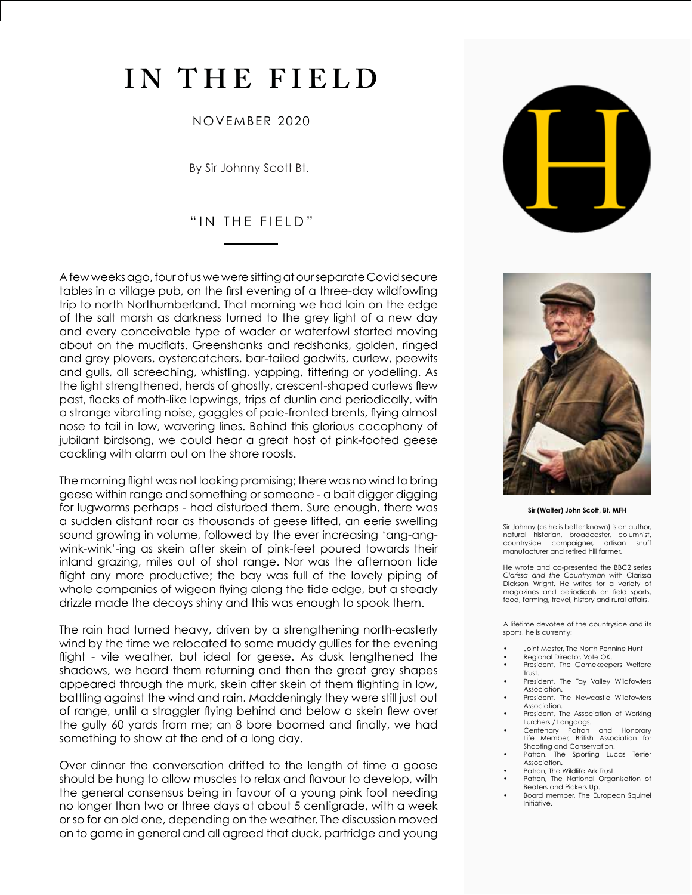# IN THE FIELD

NOVEMBER 2020

By Sir Johnny Scott Bt.

## "IN THE FIELD"

A few weeks ago, four of us we were sitting at our separate Covid secure tables in a village pub, on the first evening of a three-day wildfowling trip to north Northumberland. That morning we had lain on the edge of the salt marsh as darkness turned to the grey light of a new day and every conceivable type of wader or waterfowl started moving about on the mudflats. Greenshanks and redshanks, golden, ringed and grey plovers, oystercatchers, bar-tailed godwits, curlew, peewits and gulls, all screeching, whistling, yapping, tittering or yodelling. As the light strengthened, herds of ghostly, crescent-shaped curlews flew past, flocks of moth-like lapwings, trips of dunlin and periodically, with a strange vibrating noise, gaggles of pale-fronted brents, flying almost nose to tail in low, wavering lines. Behind this glorious cacophony of jubilant birdsong, we could hear a great host of pink-footed geese cackling with alarm out on the shore roosts.

The morning flight was not looking promising; there was no wind to bring geese within range and something or someone - a bait digger digging for lugworms perhaps - had disturbed them. Sure enough, there was a sudden distant roar as thousands of geese lifted, an eerie swelling sound growing in volume, followed by the ever increasing 'ang-ang-wink-wink'-ing as skein after skein of pink-feet poured towards their inland grazing, miles out of shot range. Nor was the afternoon tide flight any more productive; the bay was full of the lovely piping of whole companies of wigeon flying along the tide edge, but a steady drizzle made the decoys shiny and this was enough to spook them.

The rain had turned heavy, driven by a strengthening north-easterly wind by the time we relocated to some muddy gullies for the evening flight - vile weather, but ideal for geese. As dusk lengthened the shadows, we heard them returning and then the great grey shapes appeared through the murk, skein after skein of them flighting in low, battling against the wind and rain. Maddeningly they were still just out of range, until a straggler flying behind and below a skein flew over the gully 60 yards from me; an 8 bore boomed and finally, we had something to show at the end of a long day.

Over dinner the conversation drifted to the length of time a goose should be hung to allow muscles to relax and flavour to develop, with the general consensus being in favour of a young pink foot needing no longer than two or three days at about 5 centigrade, with a week or so for an old one, depending on the weather. The discussion moved on to game in general and all agreed that duck, partridge and young

**Sir (Walter) John Scott, Bt. MFH**

Sir Johnny (as he is better known) is an author, natural historian, broadcaster, columnist, countryside campaigner, artisan snuff manufacturer and retired hill farmer.

He wrote and co-presented the BBC2 series *Clarissa and the Countryman* with Clarissa Dickson Wright. He writes for a variety of magazines and periodicals on field sports, food, farming, travel, history and rural affairs.

A lifetime devotee of the countryside and its sports, he is currently:

- Joint Master, The North Pennine Hunt
- Regional Director, Vote OK.
- President, The Gamekeepers Welfare Trust.
- President, The Tay Valley Wildfowlers Association.
- President, The Newcastle Wildfowlers Association.
- President, The Association of Working Lurchers / Longdogs.
- Centenary Patron and Honorary Life Member, British Association for Shooting and Conservation.
- Patron, The Sporting Lucas Terrier Association.
- Patron, The Wildlife Ark Trust.
- Patron, The National Organisation of Beaters and Pickers Up.
- Board member, The European Squirrel Initiative.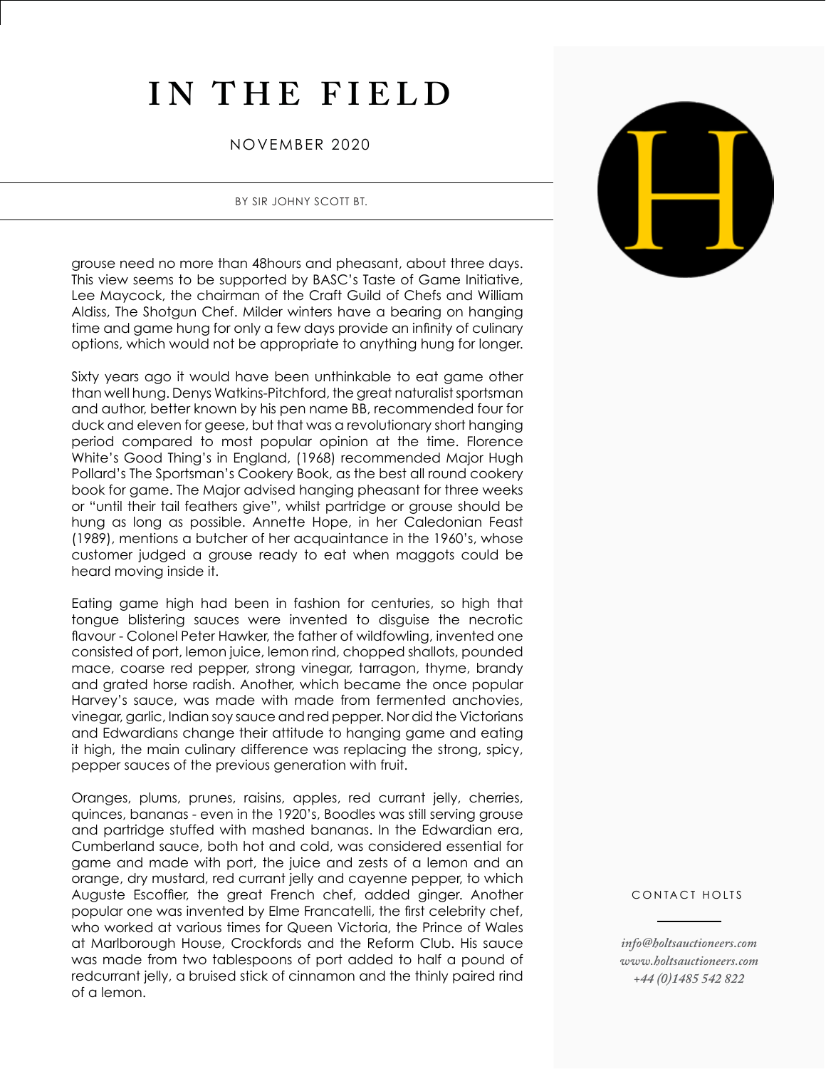# IN THE FIELD

NOVEMBER 2020

BY SIR JOHNY SCOTT BT.

grouse need no more than 48hours and pheasant, about three days. This view seems to be supported by BASC's Taste of Game Initiative, Lee Maycock, the chairman of the Craft Guild of Chefs and William Aldiss, The Shotgun Chef. Milder winters have a bearing on hanging time and game hung for only a few days provide an infinity of culinary options, which would not be appropriate to anything hung for longer.

Sixty years ago it would have been unthinkable to eat game other than well hung. Denys Watkins-Pitchford, the great naturalist sportsman and author, better known by his pen name BB, recommended four for duck and eleven for geese, but that was a revolutionary short hanging period compared to most popular opinion at the time. Florence White's Good Thing's in England, (1968) recommended Major Hugh Pollard's The Sportsman's Cookery Book, as the best all round cookery book for game. The Major advised hanging pheasant for three weeks or "until their tail feathers give", whilst partridge or grouse should be hung as long as possible. Annette Hope, in her Caledonian Feast (1989), mentions a butcher of her acquaintance in the 1960's, whose customer judged a grouse ready to eat when maggots could be heard moving inside it.

Eating game high had been in fashion for centuries, so high that tongue blistering sauces were invented to disguise the necrotic flavour - Colonel Peter Hawker, the father of wildfowling, invented one consisted of port, lemon juice, lemon rind, chopped shallots, pounded mace, coarse red pepper, strong vinegar, tarragon, thyme, brandy and grated horse radish. Another, which became the once popular Harvey's sauce, was made with made from fermented anchovies, vinegar, garlic, Indian soy sauce and red pepper. Nor did the Victorians and Edwardians change their attitude to hanging game and eating it high, the main culinary difference was replacing the strong, spicy, pepper sauces of the previous generation with fruit.

Oranges, plums, prunes, raisins, apples, red currant jelly, cherries, quinces, bananas - even in the 1920's, Boodles was still serving grouse and partridge stuffed with mashed bananas. In the Edwardian era, Cumberland sauce, both hot and cold, was considered essential for game and made with port, the juice and zests of a lemon and an orange, dry mustard, red currant jelly and cayenne pepper, to which Auguste Escoffier, the great French chef, added ginger. Another popular one was invented by Elme Francatelli, the first celebrity chef, who worked at various times for Queen Victoria, the Prince of Wales at Marlborough House, Crockfords and the Reform Club. His sauce was made from two tablespoons of port added to half a pound of redcurrant jelly, a bruised stick of cinnamon and the thinly paired rind of a lemon.

CONTACT HOLTS

*info@holtsauctioneers.com*
*www.holtsauctioneers.com*
*+44 (0)1485 542 822*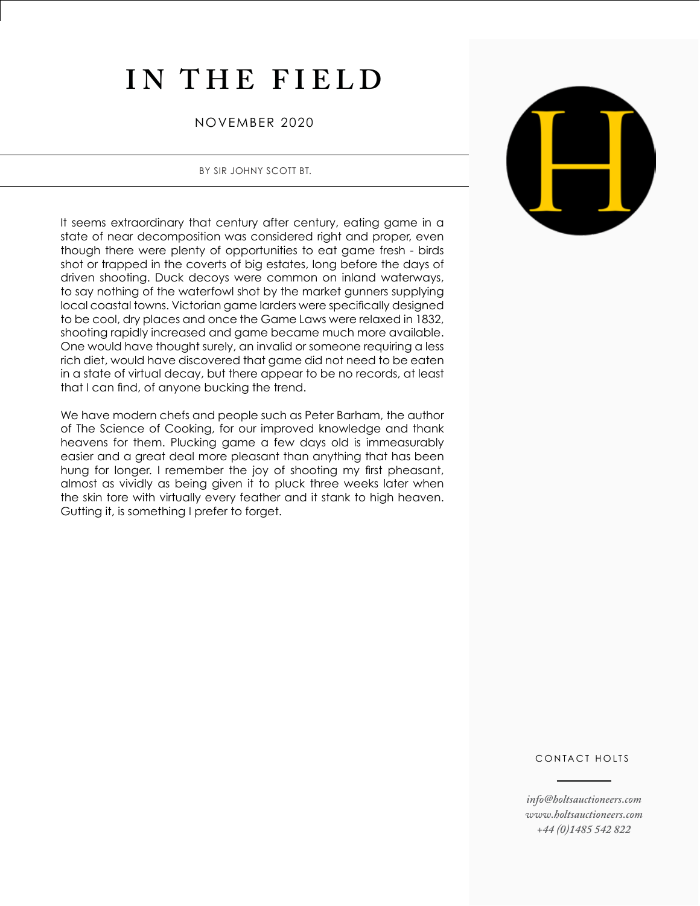# IN THE FIELD

NOVEMBER 2020

BY SIR JOHNY SCOTT BT.

It seems extraordinary that century after century, eating game in a state of near decomposition was considered right and proper, even though there were plenty of opportunities to eat game fresh - birds shot or trapped in the coverts of big estates, long before the days of driven shooting. Duck decoys were common on inland waterways, to say nothing of the waterfowl shot by the market gunners supplying local coastal towns. Victorian game larders were specifically designed to be cool, dry places and once the Game Laws were relaxed in 1832, shooting rapidly increased and game became much more available. One would have thought surely, an invalid or someone requiring a less rich diet, would have discovered that game did not need to be eaten in a state of virtual decay, but there appear to be no records, at least that I can find, of anyone bucking the trend.

We have modern chefs and people such as Peter Barham, the author of The Science of Cooking, for our improved knowledge and thank heavens for them. Plucking game a few days old is immeasurably easier and a great deal more pleasant than anything that has been hung for longer. I remember the joy of shooting my first pheasant, almost as vividly as being given it to pluck three weeks later when the skin tore with virtually every feather and it stank to high heaven. Gutting it, is something I prefer to forget.

CONTACT HOLTS

*info@holtsauctioneers.com*
*www.holtsauctioneers.com*
*+44 (0)1485 542 822*